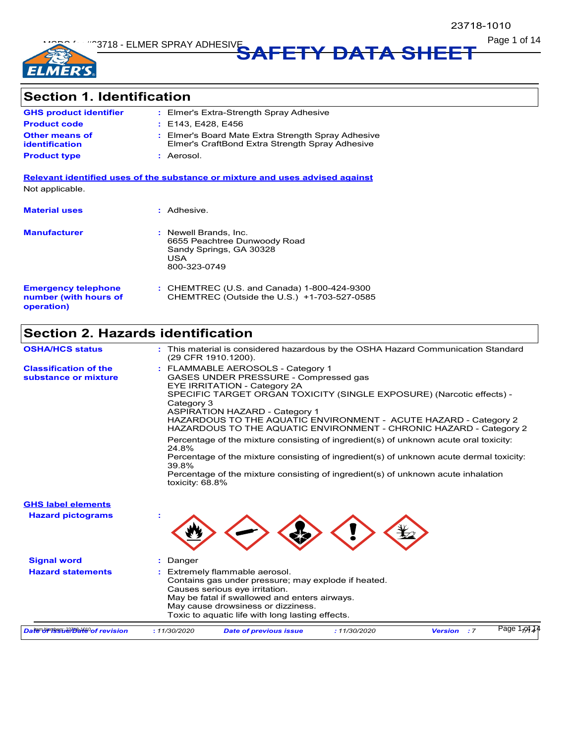# SAFETY DATA SHEET

## Section 1. Identification

| | | |
|---|---|---|
| **GHS product identifier** | : | Elmer's Extra-Strength Spray Adhesive |
| **Product code** | : | E143, E428, E456 |
| **Other means of identification** | : | Elmer's Board Mate Extra Strength Spray Adhesive<br>Elmer's CraftBond Extra Strength Spray Adhesive |
| **Product type** | : | Aerosol. |

**Relevant identified uses of the substance or mixture and uses advised against**

Not applicable.

| | | |
|---|---|---|
| **Material uses** | : | Adhesive. |
| **Manufacturer** | : | Newell Brands, Inc.<br>6655 Peachtree Dunwoody Road<br>Sandy Springs, GA 30328<br>USA<br>800-323-0749 |
| **Emergency telephone number (with hours of operation)** | : | CHEMTREC (U.S. and Canada) 1-800-424-9300<br>CHEMTREC (Outside the U.S.) +1-703-527-0585 |

## Section 2. Hazards identification

| | | |
|---|---|---|
| **OSHA/HCS status** | : | This material is considered hazardous by the OSHA Hazard Communication Standard (29 CFR 1910.1200). |
| **Classification of the substance or mixture** | : | FLAMMABLE AEROSOLS - Category 1<br>GASES UNDER PRESSURE - Compressed gas<br>EYE IRRITATION - Category 2A<br>SPECIFIC TARGET ORGAN TOXICITY (SINGLE EXPOSURE) (Narcotic effects) - Category 3<br>ASPIRATION HAZARD - Category 1<br>HAZARDOUS TO THE AQUATIC ENVIRONMENT - ACUTE HAZARD - Category 2<br>HAZARDOUS TO THE AQUATIC ENVIRONMENT - CHRONIC HAZARD - Category 2<br><br>Percentage of the mixture consisting of ingredient(s) of unknown acute oral toxicity: 24.8%<br>Percentage of the mixture consisting of ingredient(s) of unknown acute dermal toxicity: 39.8%<br>Percentage of the mixture consisting of ingredient(s) of unknown acute inhalation toxicity: 68.8% |

**GHS label elements**

| | | |
|---|---|---|
| **Hazard pictograms** | : | |
| **Signal word** | : | Danger |
| **Hazard statements** | : | Extremely flammable aerosol.<br>Contains gas under pressure; may explode if heated.<br>Causes serious eye irritation.<br>May be fatal if swallowed and enters airways.<br>May cause drowsiness or dizziness.<br>Toxic to aquatic life with long lasting effects. |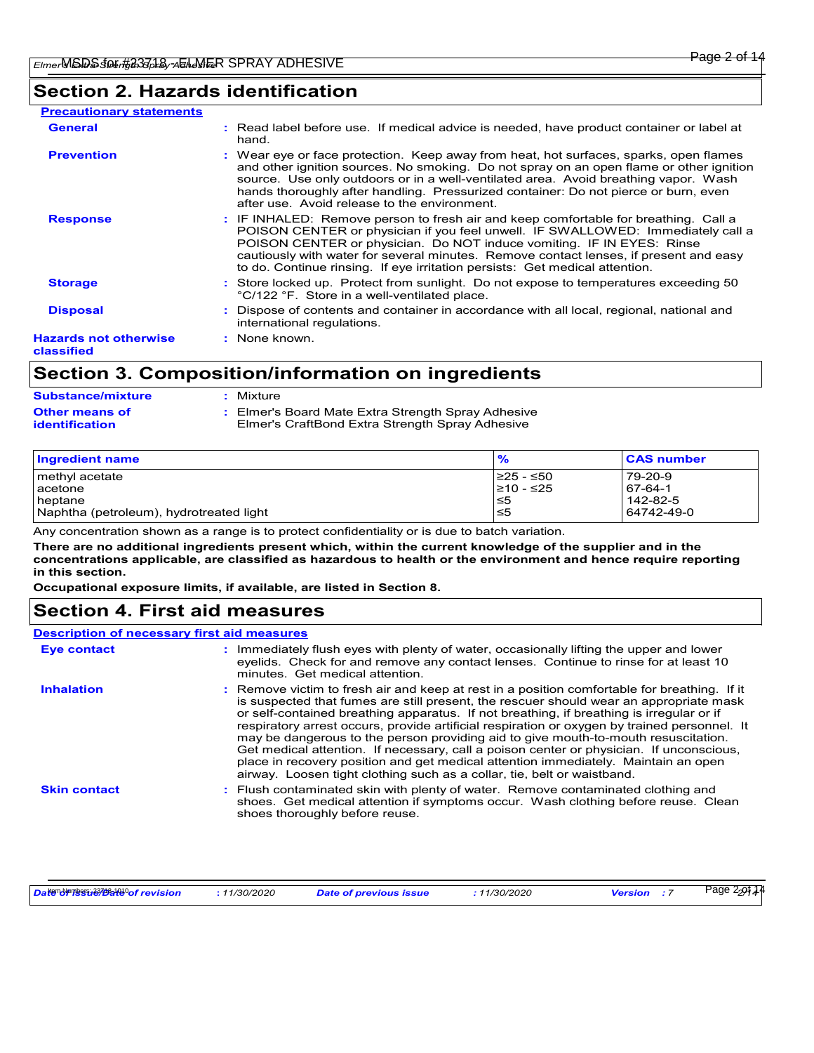## Section 2. Hazards identification

**Precautionary statements**

**General** : Read label before use. If medical advice is needed, have product container or label at hand.

**Prevention** : Wear eye or face protection. Keep away from heat, hot surfaces, sparks, open flames and other ignition sources. No smoking. Do not spray on an open flame or other ignition source. Use only outdoors or in a well-ventilated area. Avoid breathing vapor. Wash hands thoroughly after handling. Pressurized container: Do not pierce or burn, even after use. Avoid release to the environment.

**Response** : IF INHALED: Remove person to fresh air and keep comfortable for breathing. Call a POISON CENTER or physician if you feel unwell. IF SWALLOWED: Immediately call a POISON CENTER or physician. Do NOT induce vomiting. IF IN EYES: Rinse cautiously with water for several minutes. Remove contact lenses, if present and easy to do. Continue rinsing. If eye irritation persists: Get medical attention.

**Storage** : Store locked up. Protect from sunlight. Do not expose to temperatures exceeding 50 °C/122 °F. Store in a well-ventilated place.

**Disposal** : Dispose of contents and container in accordance with all local, regional, national and international regulations.

**Hazards not otherwise classified** : None known.

## Section 3. Composition/information on ingredients

**Substance/mixture** : Mixture

**Other means of identification** : Elmer's Board Mate Extra Strength Spray Adhesive
Elmer's CraftBond Extra Strength Spray Adhesive

| Ingredient name | % | CAS number |
|---|---|---|
| methyl acetate | ≥25 - ≤50 | 79-20-9 |
| acetone | ≥10 - ≤25 | 67-64-1 |
| heptane | ≤5 | 142-82-5 |
| Naphtha (petroleum), hydrotreated light | ≤5 | 64742-49-0 |

Any concentration shown as a range is to protect confidentiality or is due to batch variation.

**There are no additional ingredients present which, within the current knowledge of the supplier and in the concentrations applicable, are classified as hazardous to health or the environment and hence require reporting in this section.**

**Occupational exposure limits, if available, are listed in Section 8.**

## Section 4. First aid measures

**Description of necessary first aid measures**

**Eye contact** : Immediately flush eyes with plenty of water, occasionally lifting the upper and lower eyelids. Check for and remove any contact lenses. Continue to rinse for at least 10 minutes. Get medical attention.

**Inhalation** : Remove victim to fresh air and keep at rest in a position comfortable for breathing. If it is suspected that fumes are still present, the rescuer should wear an appropriate mask or self-contained breathing apparatus. If not breathing, if breathing is irregular or if respiratory arrest occurs, provide artificial respiration or oxygen by trained personnel. It may be dangerous to the person providing aid to give mouth-to-mouth resuscitation. Get medical attention. If necessary, call a poison center or physician. If unconscious, place in recovery position and get medical attention immediately. Maintain an open airway. Loosen tight clothing such as a collar, tie, belt or waistband.

**Skin contact** : Flush contaminated skin with plenty of water. Remove contaminated clothing and shoes. Get medical attention if symptoms occur. Wash clothing before reuse. Clean shoes thoroughly before reuse.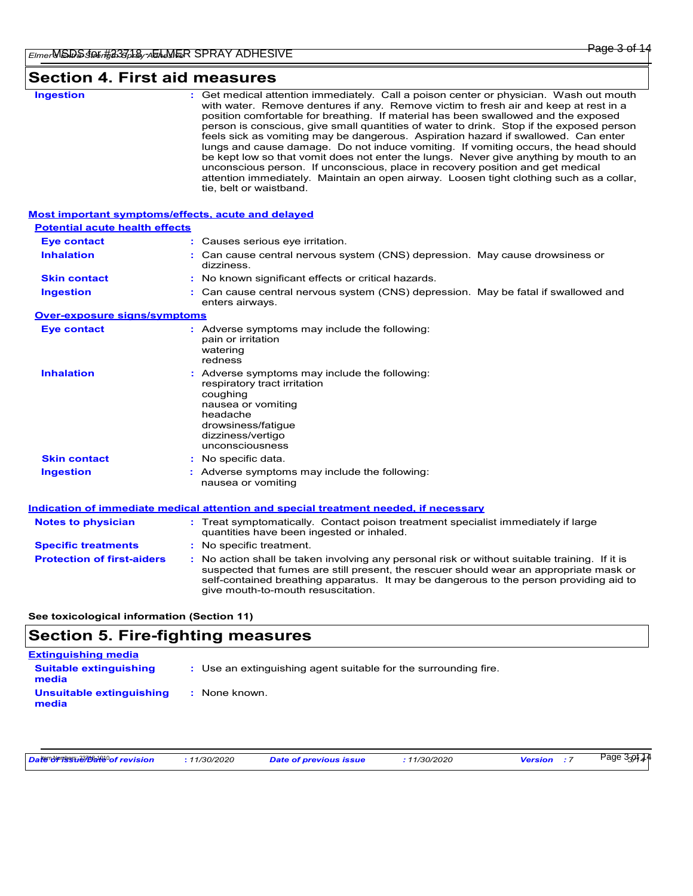## Section 4. First aid measures

**Ingestion** : Get medical attention immediately. Call a poison center or physician. Wash out mouth with water. Remove dentures if any. Remove victim to fresh air and keep at rest in a position comfortable for breathing. If material has been swallowed and the exposed person is conscious, give small quantities of water to drink. Stop if the exposed person feels sick as vomiting may be dangerous. Aspiration hazard if swallowed. Can enter lungs and cause damage. Do not induce vomiting. If vomiting occurs, the head should be kept low so that vomit does not enter the lungs. Never give anything by mouth to an unconscious person. If unconscious, place in recovery position and get medical attention immediately. Maintain an open airway. Loosen tight clothing such as a collar, tie, belt or waistband.

### Most important symptoms/effects, acute and delayed

#### Potential acute health effects

**Eye contact** : Causes serious eye irritation.

**Inhalation** : Can cause central nervous system (CNS) depression. May cause drowsiness or dizziness.

**Skin contact** : No known significant effects or critical hazards.

**Ingestion** : Can cause central nervous system (CNS) depression. May be fatal if swallowed and enters airways.

#### Over-exposure signs/symptoms

**Eye contact** : Adverse symptoms may include the following:
pain or irritation
watering
redness

**Inhalation** : Adverse symptoms may include the following:
respiratory tract irritation
coughing
nausea or vomiting
headache
drowsiness/fatigue
dizziness/vertigo
unconsciousness

**Skin contact** : No specific data.

**Ingestion** : Adverse symptoms may include the following:
nausea or vomiting

### Indication of immediate medical attention and special treatment needed, if necessary

**Notes to physician** : Treat symptomatically. Contact poison treatment specialist immediately if large quantities have been ingested or inhaled.

**Specific treatments** : No specific treatment.

**Protection of first-aiders** : No action shall be taken involving any personal risk or without suitable training. If it is suspected that fumes are still present, the rescuer should wear an appropriate mask or self-contained breathing apparatus. It may be dangerous to the person providing aid to give mouth-to-mouth resuscitation.

**See toxicological information (Section 11)**

## Section 5. Fire-fighting measures

### Extinguishing media

**Suitable extinguishing media** : Use an extinguishing agent suitable for the surrounding fire.

**Unsuitable extinguishing media** : None known.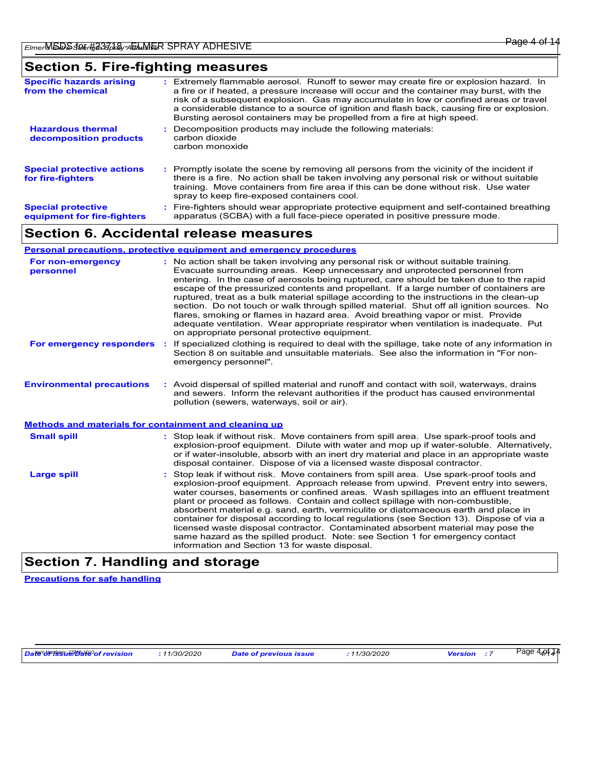## Section 5. Fire-fighting measures

**Specific hazards arising from the chemical** : Extremely flammable aerosol. Runoff to sewer may create fire or explosion hazard. In a fire or if heated, a pressure increase will occur and the container may burst, with the risk of a subsequent explosion. Gas may accumulate in low or confined areas or travel a considerable distance to a source of ignition and flash back, causing fire or explosion. Bursting aerosol containers may be propelled from a fire at high speed.

**Hazardous thermal decomposition products** : Decomposition products may include the following materials:
carbon dioxide
carbon monoxide

**Special protective actions for fire-fighters** : Promptly isolate the scene by removing all persons from the vicinity of the incident if there is a fire. No action shall be taken involving any personal risk or without suitable training. Move containers from fire area if this can be done without risk. Use water spray to keep fire-exposed containers cool.

**Special protective equipment for fire-fighters** : Fire-fighters should wear appropriate protective equipment and self-contained breathing apparatus (SCBA) with a full face-piece operated in positive pressure mode.

## Section 6. Accidental release measures

**Personal precautions, protective equipment and emergency procedures**

**For non-emergency personnel** : No action shall be taken involving any personal risk or without suitable training. Evacuate surrounding areas. Keep unnecessary and unprotected personnel from entering. In the case of aerosols being ruptured, care should be taken due to the rapid escape of the pressurized contents and propellant. If a large number of containers are ruptured, treat as a bulk material spillage according to the instructions in the clean-up section. Do not touch or walk through spilled material. Shut off all ignition sources. No flares, smoking or flames in hazard area. Avoid breathing vapor or mist. Provide adequate ventilation. Wear appropriate respirator when ventilation is inadequate. Put on appropriate personal protective equipment.

**For emergency responders** : If specialized clothing is required to deal with the spillage, take note of any information in Section 8 on suitable and unsuitable materials. See also the information in "For non-emergency personnel".

**Environmental precautions** : Avoid dispersal of spilled material and runoff and contact with soil, waterways, drains and sewers. Inform the relevant authorities if the product has caused environmental pollution (sewers, waterways, soil or air).

**Methods and materials for containment and cleaning up**

**Small spill** : Stop leak if without risk. Move containers from spill area. Use spark-proof tools and explosion-proof equipment. Dilute with water and mop up if water-soluble. Alternatively, or if water-insoluble, absorb with an inert dry material and place in an appropriate waste disposal container. Dispose of via a licensed waste disposal contractor.

**Large spill** : Stop leak if without risk. Move containers from spill area. Use spark-proof tools and explosion-proof equipment. Approach release from upwind. Prevent entry into sewers, water courses, basements or confined areas. Wash spillages into an effluent treatment plant or proceed as follows. Contain and collect spillage with non-combustible, absorbent material e.g. sand, earth, vermiculite or diatomaceous earth and place in container for disposal according to local regulations (see Section 13). Dispose of via a licensed waste disposal contractor. Contaminated absorbent material may pose the same hazard as the spilled product. Note: see Section 1 for emergency contact information and Section 13 for waste disposal.

## Section 7. Handling and storage

**Precautions for safe handling**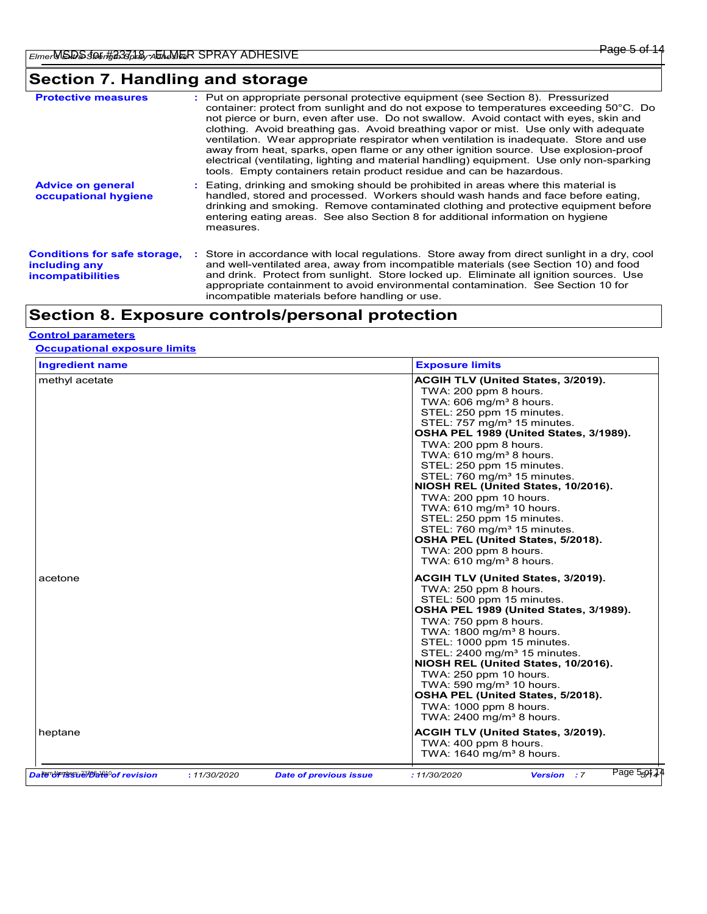## Section 7. Handling and storage

**Protective measures** : Put on appropriate personal protective equipment (see Section 8). Pressurized container: protect from sunlight and do not expose to temperatures exceeding 50°C. Do not pierce or burn, even after use. Do not swallow. Avoid contact with eyes, skin and clothing. Avoid breathing gas. Avoid breathing vapor or mist. Use only with adequate ventilation. Wear appropriate respirator when ventilation is inadequate. Store and use away from heat, sparks, open flame or any other ignition source. Use explosion-proof electrical (ventilating, lighting and material handling) equipment. Use only non-sparking tools. Empty containers retain product residue and can be hazardous.

**Advice on general occupational hygiene** : Eating, drinking and smoking should be prohibited in areas where this material is handled, stored and processed. Workers should wash hands and face before eating, drinking and smoking. Remove contaminated clothing and protective equipment before entering eating areas. See also Section 8 for additional information on hygiene measures.

**Conditions for safe storage, including any incompatibilities** : Store in accordance with local regulations. Store away from direct sunlight in a dry, cool and well-ventilated area, away from incompatible materials (see Section 10) and food and drink. Protect from sunlight. Store locked up. Eliminate all ignition sources. Use appropriate containment to avoid environmental contamination. See Section 10 for incompatible materials before handling or use.

## Section 8. Exposure controls/personal protection

**Control parameters**

**Occupational exposure limits**

| Ingredient name | Exposure limits |
|---|---|
| methyl acetate | **ACGIH TLV (United States, 3/2019).**<br>TWA: 200 ppm 8 hours.<br>TWA: 606 mg/m³ 8 hours.<br>STEL: 250 ppm 15 minutes.<br>STEL: 757 mg/m³ 15 minutes.<br>**OSHA PEL 1989 (United States, 3/1989).**<br>TWA: 200 ppm 8 hours.<br>TWA: 610 mg/m³ 8 hours.<br>STEL: 250 ppm 15 minutes.<br>STEL: 760 mg/m³ 15 minutes.<br>**NIOSH REL (United States, 10/2016).**<br>TWA: 200 ppm 10 hours.<br>TWA: 610 mg/m³ 10 hours.<br>STEL: 250 ppm 15 minutes.<br>STEL: 760 mg/m³ 15 minutes.<br>**OSHA PEL (United States, 5/2018).**<br>TWA: 200 ppm 8 hours.<br>TWA: 610 mg/m³ 8 hours. |
| acetone | **ACGIH TLV (United States, 3/2019).**<br>TWA: 250 ppm 8 hours.<br>STEL: 500 ppm 15 minutes.<br>**OSHA PEL 1989 (United States, 3/1989).**<br>TWA: 750 ppm 8 hours.<br>TWA: 1800 mg/m³ 8 hours.<br>STEL: 1000 ppm 15 minutes.<br>STEL: 2400 mg/m³ 15 minutes.<br>**NIOSH REL (United States, 10/2016).**<br>TWA: 250 ppm 10 hours.<br>TWA: 590 mg/m³ 10 hours.<br>**OSHA PEL (United States, 5/2018).**<br>TWA: 1000 ppm 8 hours.<br>TWA: 2400 mg/m³ 8 hours. |
| heptane | **ACGIH TLV (United States, 3/2019).**<br>TWA: 400 ppm 8 hours.<br>TWA: 1640 mg/m³ 8 hours. |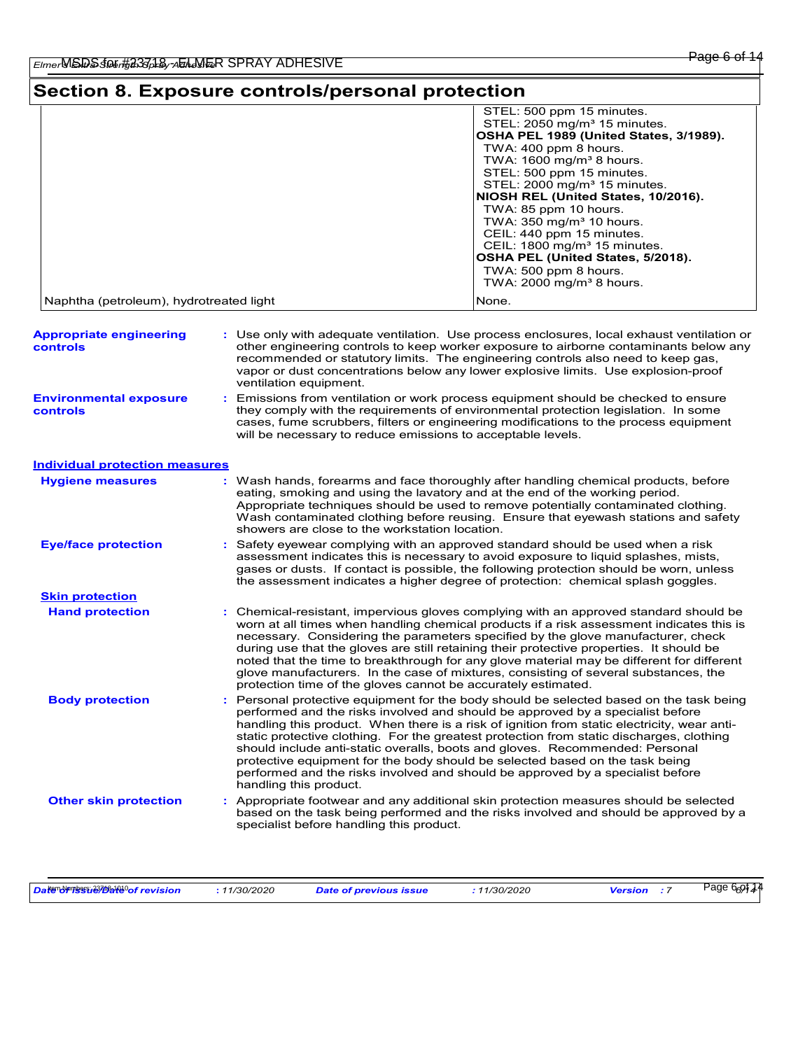## Section 8. Exposure controls/personal protection

| | |
|---|---|
| | STEL: 500 ppm 15 minutes.<br>STEL: 2050 mg/m³ 15 minutes.<br>**OSHA PEL 1989 (United States, 3/1989).**<br>TWA: 400 ppm 8 hours.<br>TWA: 1600 mg/m³ 8 hours.<br>STEL: 500 ppm 15 minutes.<br>STEL: 2000 mg/m³ 15 minutes.<br>**NIOSH REL (United States, 10/2016).**<br>TWA: 85 ppm 10 hours.<br>TWA: 350 mg/m³ 10 hours.<br>CEIL: 440 ppm 15 minutes.<br>CEIL: 1800 mg/m³ 15 minutes.<br>**OSHA PEL (United States, 5/2018).**<br>TWA: 500 ppm 8 hours.<br>TWA: 2000 mg/m³ 8 hours. |
| Naphtha (petroleum), hydrotreated light | None. |

**Appropriate engineering controls** : Use only with adequate ventilation. Use process enclosures, local exhaust ventilation or other engineering controls to keep worker exposure to airborne contaminants below any recommended or statutory limits. The engineering controls also need to keep gas, vapor or dust concentrations below any lower explosive limits. Use explosion-proof ventilation equipment.

**Environmental exposure controls** : Emissions from ventilation or work process equipment should be checked to ensure they comply with the requirements of environmental protection legislation. In some cases, fume scrubbers, filters or engineering modifications to the process equipment will be necessary to reduce emissions to acceptable levels.

### Individual protection measures

**Hygiene measures** : Wash hands, forearms and face thoroughly after handling chemical products, before eating, smoking and using the lavatory and at the end of the working period. Appropriate techniques should be used to remove potentially contaminated clothing. Wash contaminated clothing before reusing. Ensure that eyewash stations and safety showers are close to the workstation location.

**Eye/face protection** : Safety eyewear complying with an approved standard should be used when a risk assessment indicates this is necessary to avoid exposure to liquid splashes, mists, gases or dusts. If contact is possible, the following protection should be worn, unless the assessment indicates a higher degree of protection: chemical splash goggles.

#### Skin protection

**Hand protection** : Chemical-resistant, impervious gloves complying with an approved standard should be worn at all times when handling chemical products if a risk assessment indicates this is necessary. Considering the parameters specified by the glove manufacturer, check during use that the gloves are still retaining their protective properties. It should be noted that the time to breakthrough for any glove material may be different for different glove manufacturers. In the case of mixtures, consisting of several substances, the protection time of the gloves cannot be accurately estimated.

**Body protection** : Personal protective equipment for the body should be selected based on the task being performed and the risks involved and should be approved by a specialist before handling this product. When there is a risk of ignition from static electricity, wear anti-static protective clothing. For the greatest protection from static discharges, clothing should include anti-static overalls, boots and gloves. Recommended: Personal protective equipment for the body should be selected based on the task being performed and the risks involved and should be approved by a specialist before handling this product.

**Other skin protection** : Appropriate footwear and any additional skin protection measures should be selected based on the task being performed and the risks involved and should be approved by a specialist before handling this product.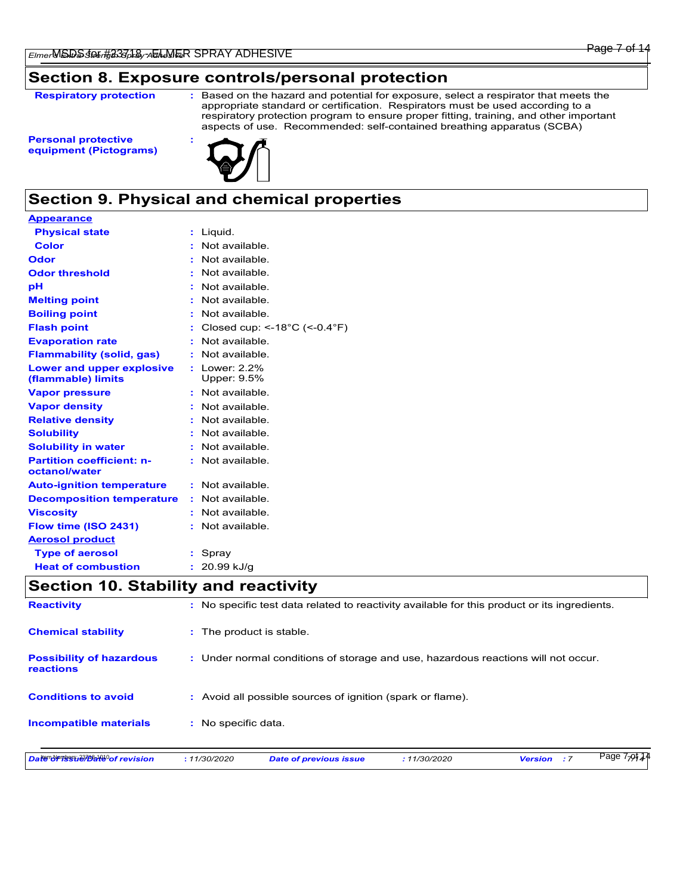## Section 8. Exposure controls/personal protection

| | |
|---|---|
| **Respiratory protection** | : Based on the hazard and potential for exposure, select a respirator that meets the appropriate standard or certification. Respirators must be used according to a respiratory protection program to ensure proper fitting, training, and other important aspects of use. Recommended: self-contained breathing apparatus (SCBA) |
| **Personal protective equipment (Pictograms)** | : |

## Section 9. Physical and chemical properties

**Appearance**

| | |
|---|---|
| **Physical state** | : Liquid. |
| **Color** | : Not available. |
| **Odor** | : Not available. |
| **Odor threshold** | : Not available. |
| **pH** | : Not available. |
| **Melting point** | : Not available. |
| **Boiling point** | : Not available. |
| **Flash point** | : Closed cup: <-18°C (<-0.4°F) |
| **Evaporation rate** | : Not available. |
| **Flammability (solid, gas)** | : Not available. |
| **Lower and upper explosive (flammable) limits** | : Lower: 2.2% Upper: 9.5% |
| **Vapor pressure** | : Not available. |
| **Vapor density** | : Not available. |
| **Relative density** | : Not available. |
| **Solubility** | : Not available. |
| **Solubility in water** | : Not available. |
| **Partition coefficient: n-octanol/water** | : Not available. |
| **Auto-ignition temperature** | : Not available. |
| **Decomposition temperature** | : Not available. |
| **Viscosity** | : Not available. |
| **Flow time (ISO 2431)** | : Not available. |

**Aerosol product**

| | |
|---|---|
| **Type of aerosol** | : Spray |
| **Heat of combustion** | : 20.99 kJ/g |

## Section 10. Stability and reactivity

| | |
|---|---|
| **Reactivity** | : No specific test data related to reactivity available for this product or its ingredients. |
| **Chemical stability** | : The product is stable. |
| **Possibility of hazardous reactions** | : Under normal conditions of storage and use, hazardous reactions will not occur. |
| **Conditions to avoid** | : Avoid all possible sources of ignition (spark or flame). |
| **Incompatible materials** | : No specific data. |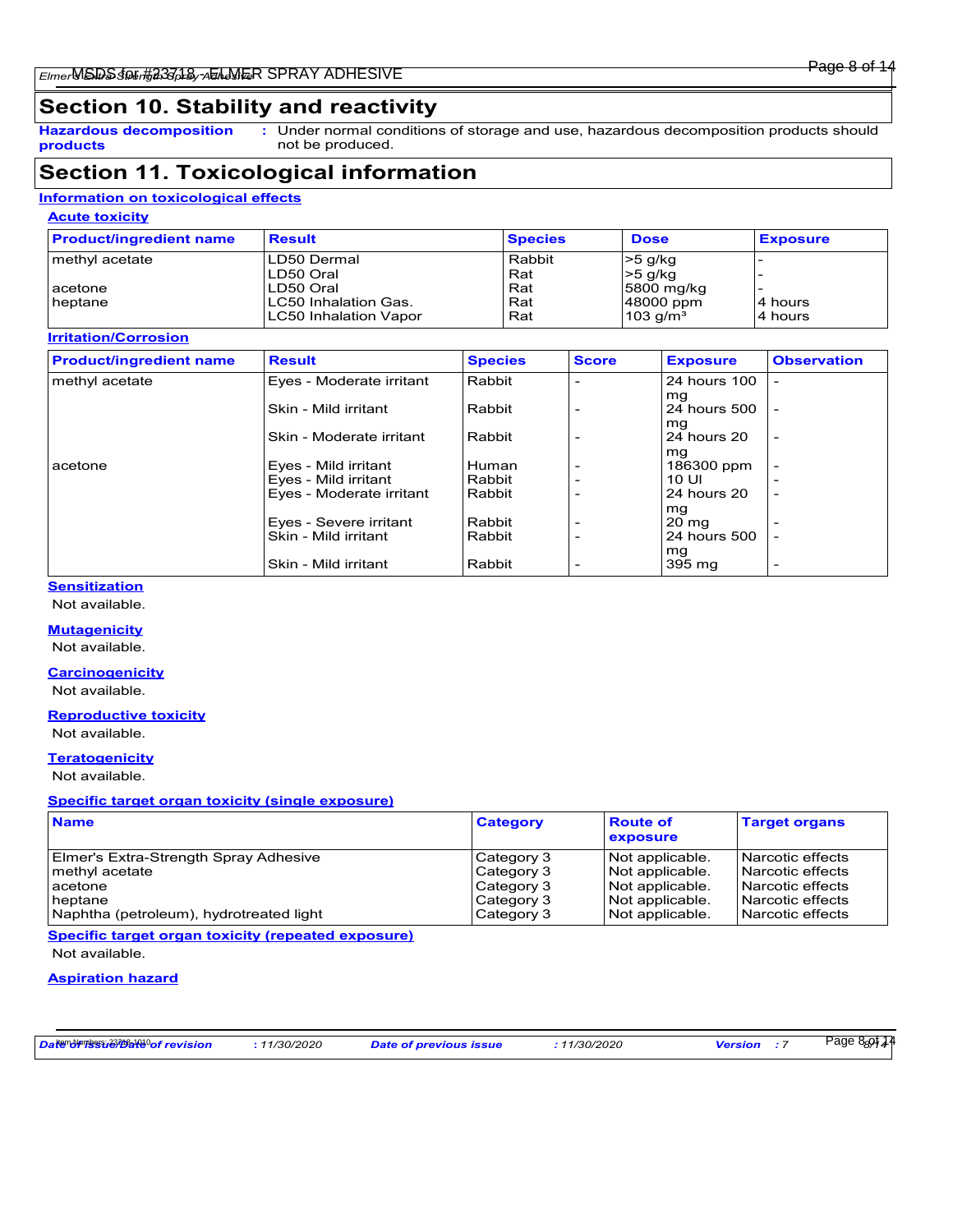## Section 10. Stability and reactivity

**Hazardous decomposition products** : Under normal conditions of storage and use, hazardous decomposition products should not be produced.

## Section 11. Toxicological information

### Information on toxicological effects

#### Acute toxicity

| Product/ingredient name | Result | Species | Dose | Exposure |
|---|---|---|---|---|
| methyl acetate | LD50 Dermal | Rabbit | >5 g/kg | - |
| | LD50 Oral | Rat | >5 g/kg | - |
| acetone | LD50 Oral | Rat | 5800 mg/kg | - |
| heptane | LC50 Inhalation Gas. | Rat | 48000 ppm | 4 hours |
| | LC50 Inhalation Vapor | Rat | 103 g/m³ | 4 hours |

#### Irritation/Corrosion

| Product/ingredient name | Result | Species | Score | Exposure | Observation |
|---|---|---|---|---|---|
| methyl acetate | Eyes - Moderate irritant | Rabbit | - | 24 hours 100 mg | - |
| | Skin - Mild irritant | Rabbit | - | 24 hours 500 mg | - |
| | Skin - Moderate irritant | Rabbit | - | 24 hours 20 mg | - |
| acetone | Eyes - Mild irritant | Human | - | 186300 ppm | - |
| | Eyes - Mild irritant | Rabbit | - | 10 UI | - |
| | Eyes - Moderate irritant | Rabbit | - | 24 hours 20 mg | - |
| | Eyes - Severe irritant | Rabbit | - | 20 mg | - |
| | Skin - Mild irritant | Rabbit | - | 24 hours 500 mg | - |
| | Skin - Mild irritant | Rabbit | - | 395 mg | - |

#### Sensitization

Not available.

#### Mutagenicity

Not available.

#### Carcinogenicity

Not available.

#### Reproductive toxicity

Not available.

#### Teratogenicity

Not available.

#### Specific target organ toxicity (single exposure)

| Name | Category | Route of exposure | Target organs |
|---|---|---|---|
| Elmer's Extra-Strength Spray Adhesive | Category 3 | Not applicable. | Narcotic effects |
| methyl acetate | Category 3 | Not applicable. | Narcotic effects |
| acetone | Category 3 | Not applicable. | Narcotic effects |
| heptane | Category 3 | Not applicable. | Narcotic effects |
| Naphtha (petroleum), hydrotreated light | Category 3 | Not applicable. | Narcotic effects |

#### Specific target organ toxicity (repeated exposure)

Not available.

#### Aspiration hazard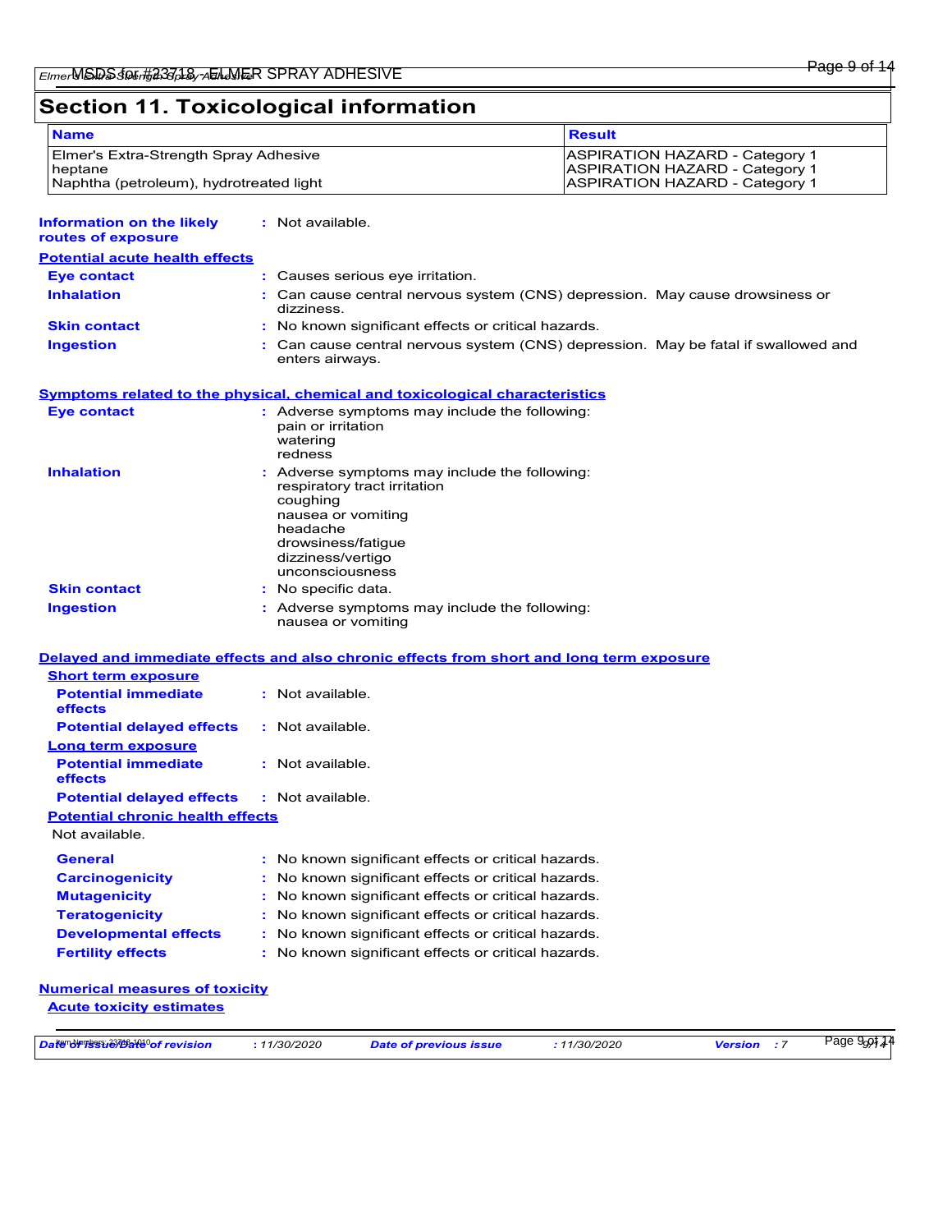# Section 11. Toxicological information

| Name | Result |
| --- | --- |
| Elmer's Extra-Strength Spray Adhesive | ASPIRATION HAZARD - Category 1 |
| heptane | ASPIRATION HAZARD - Category 1 |
| Naphtha (petroleum), hydrotreated light | ASPIRATION HAZARD - Category 1 |

**Information on the likely routes of exposure** : Not available.

**Potential acute health effects**

**Eye contact** : Causes serious eye irritation.

**Inhalation** : Can cause central nervous system (CNS) depression. May cause drowsiness or dizziness.

**Skin contact** : No known significant effects or critical hazards.

**Ingestion** : Can cause central nervous system (CNS) depression. May be fatal if swallowed and enters airways.

**Symptoms related to the physical, chemical and toxicological characteristics**

**Eye contact** : Adverse symptoms may include the following:
pain or irritation
watering
redness

**Inhalation** : Adverse symptoms may include the following:
respiratory tract irritation
coughing
nausea or vomiting
headache
drowsiness/fatigue
dizziness/vertigo
unconsciousness

**Skin contact** : No specific data.

**Ingestion** : Adverse symptoms may include the following:
nausea or vomiting

**Delayed and immediate effects and also chronic effects from short and long term exposure**

**Short term exposure**

**Potential immediate effects** : Not available.

**Potential delayed effects** : Not available.

**Long term exposure**

**Potential immediate effects** : Not available.

**Potential delayed effects** : Not available.

**Potential chronic health effects**

Not available.

**General** : No known significant effects or critical hazards.

**Carcinogenicity** : No known significant effects or critical hazards.

**Mutagenicity** : No known significant effects or critical hazards.

**Teratogenicity** : No known significant effects or critical hazards.

**Developmental effects** : No known significant effects or critical hazards.

**Fertility effects** : No known significant effects or critical hazards.

**Numerical measures of toxicity**

**Acute toxicity estimates**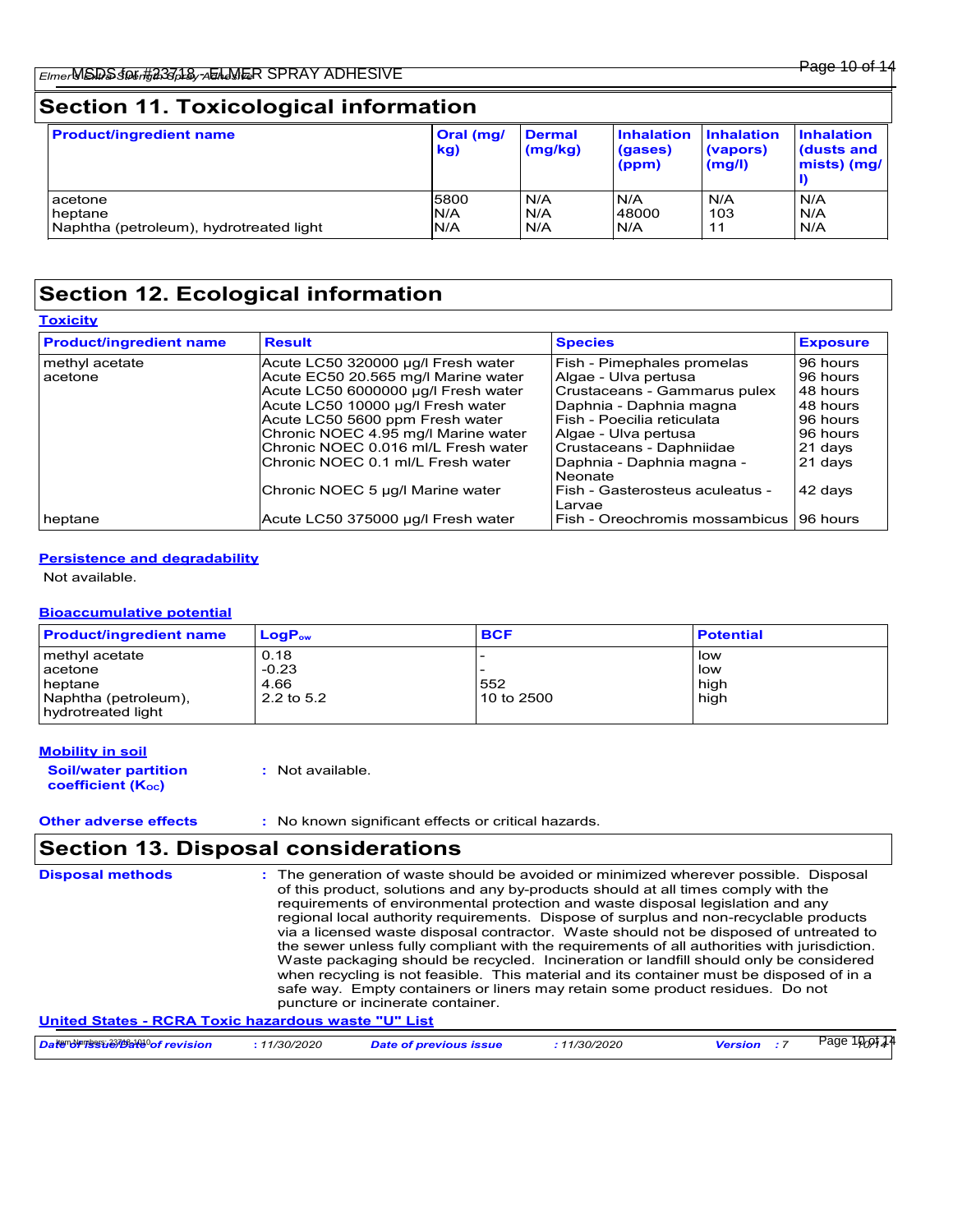## Section 11. Toxicological information

| Product/ingredient name | Oral (mg/kg) | Dermal (mg/kg) | Inhalation (gases) (ppm) | Inhalation (vapors) (mg/l) | Inhalation (dusts and mists) (mg/l) |
|---|---|---|---|---|---|
| acetone | 5800 | N/A | N/A | N/A | N/A |
| heptane | N/A | N/A | 48000 | 103 | N/A |
| Naphtha (petroleum), hydrotreated light | N/A | N/A | N/A | 11 | N/A |

## Section 12. Ecological information

**Toxicity**

| Product/ingredient name | Result | Species | Exposure |
|---|---|---|---|
| methyl acetate | Acute LC50 320000 µg/l Fresh water | Fish - Pimephales promelas | 96 hours |
| acetone | Acute EC50 20.565 mg/l Marine water | Algae - Ulva pertusa | 96 hours |
| | Acute LC50 6000000 µg/l Fresh water | Crustaceans - Gammarus pulex | 48 hours |
| | Acute LC50 10000 µg/l Fresh water | Daphnia - Daphnia magna | 48 hours |
| | Acute LC50 5600 ppm Fresh water | Fish - Poecilia reticulata | 96 hours |
| | Chronic NOEC 4.95 mg/l Marine water | Algae - Ulva pertusa | 96 hours |
| | Chronic NOEC 0.016 ml/L Fresh water | Crustaceans - Daphniidae | 21 days |
| | Chronic NOEC 0.1 ml/L Fresh water | Daphnia - Daphnia magna - Neonate | 21 days |
| | Chronic NOEC 5 µg/l Marine water | Fish - Gasterosteus aculeatus - Larvae | 42 days |
| heptane | Acute LC50 375000 µg/l Fresh water | Fish - Oreochromis mossambicus | 96 hours |

**Persistence and degradability**

Not available.

**Bioaccumulative potential**

| Product/ingredient name | $LogP_{ow}$ | BCF | Potential |
|---|---|---|---|
| methyl acetate | 0.18 | - | low |
| acetone | -0.23 | - | low |
| heptane | 4.66 | 552 | high |
| Naphtha (petroleum), hydrotreated light | 2.2 to 5.2 | 10 to 2500 | high |

**Mobility in soil**

**Soil/water partition coefficient ($K_{OC}$)** : Not available.

**Other adverse effects** : No known significant effects or critical hazards.

## Section 13. Disposal considerations

**Disposal methods** : The generation of waste should be avoided or minimized wherever possible. Disposal of this product, solutions and any by-products should at all times comply with the requirements of environmental protection and waste disposal legislation and any regional local authority requirements. Dispose of surplus and non-recyclable products via a licensed waste disposal contractor. Waste should not be disposed of untreated to the sewer unless fully compliant with the requirements of all authorities with jurisdiction. Waste packaging should be recycled. Incineration or landfill should only be considered when recycling is not feasible. This material and its container must be disposed of in a safe way. Empty containers or liners may retain some product residues. Do not puncture or incinerate container.

**United States - RCRA Toxic hazardous waste "U" List**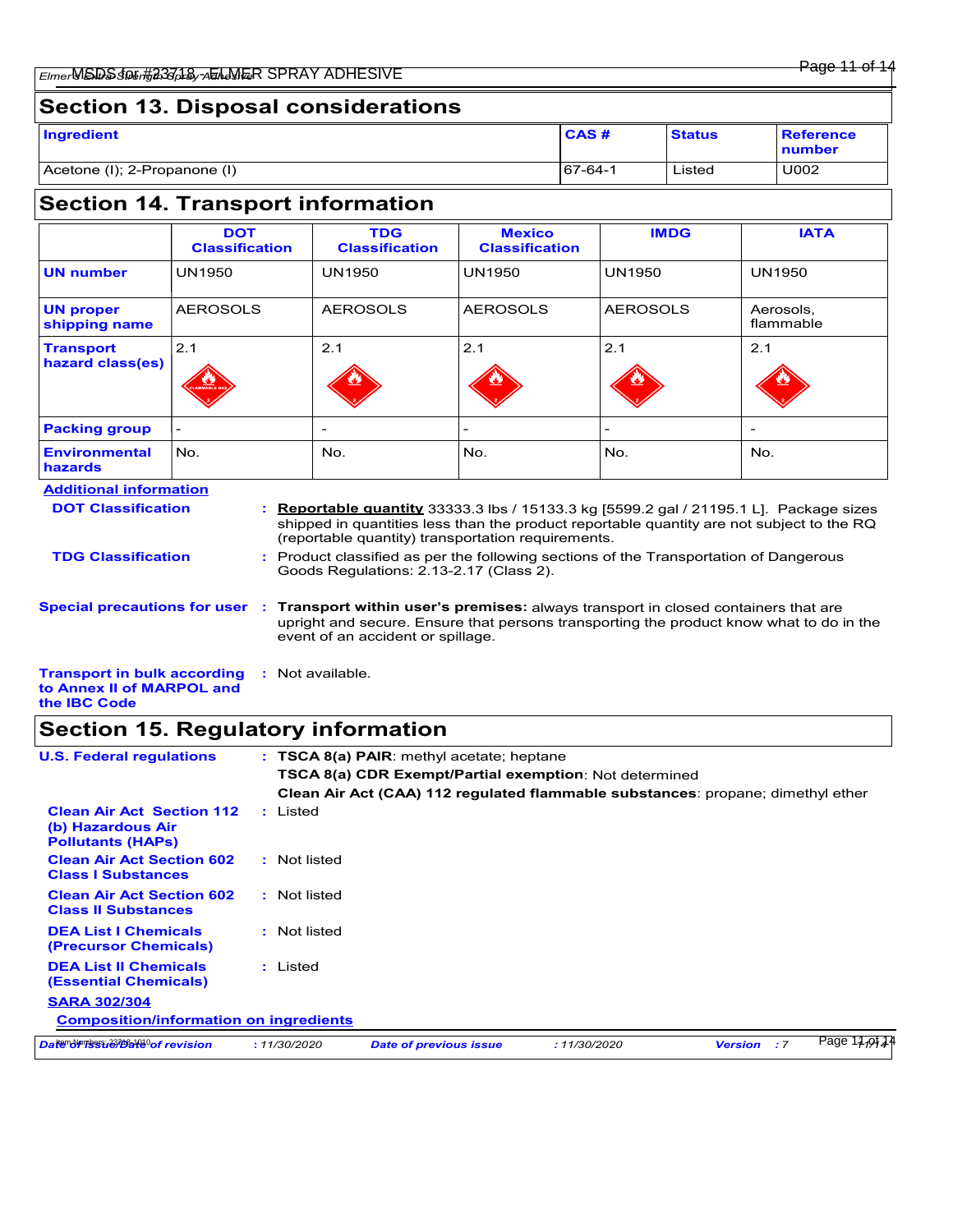## Section 13. Disposal considerations

| Ingredient | CAS # | Status | Reference number |
|---|---|---|---|
| Acetone (I); 2-Propanone (I) | 67-64-1 | Listed | U002 |

## Section 14. Transport information

| | DOT Classification | TDG Classification | Mexico Classification | IMDG | IATA |
|---|---|---|---|---|---|
| UN number | UN1950 | UN1950 | UN1950 | UN1950 | UN1950 |
| UN proper shipping name | AEROSOLS | AEROSOLS | AEROSOLS | AEROSOLS | Aerosols, flammable |
| Transport hazard class(es) | 2.1 | 2.1 | 2.1 | 2.1 | 2.1 |
| Packing group | - | - | - | - | - |
| Environmental hazards | No. | No. | No. | No. | No. |

**Additional information**

**DOT Classification** : **Reportable quantity** 33333.3 lbs / 15133.3 kg [5599.2 gal / 21195.1 L]. Package sizes shipped in quantities less than the product reportable quantity are not subject to the RQ (reportable quantity) transportation requirements.

**TDG Classification** : Product classified as per the following sections of the Transportation of Dangerous Goods Regulations: 2.13-2.17 (Class 2).

**Special precautions for user** : **Transport within user's premises:** always transport in closed containers that are upright and secure. Ensure that persons transporting the product know what to do in the event of an accident or spillage.

**Transport in bulk according to Annex II of MARPOL and the IBC Code** : Not available.

## Section 15. Regulatory information

**U.S. Federal regulations** : **TSCA 8(a) PAIR**: methyl acetate; heptane

**TSCA 8(a) CDR Exempt/Partial exemption**: Not determined

**Clean Air Act (CAA) 112 regulated flammable substances**: propane; dimethyl ether

**Clean Air Act Section 112 (b) Hazardous Air Pollutants (HAPs)** : Listed

**Clean Air Act Section 602 Class I Substances** : Not listed

**Clean Air Act Section 602 Class II Substances** : Not listed

**DEA List I Chemicals (Precursor Chemicals)** : Not listed

**DEA List II Chemicals (Essential Chemicals)** : Listed

**SARA 302/304**

**Composition/information on ingredients**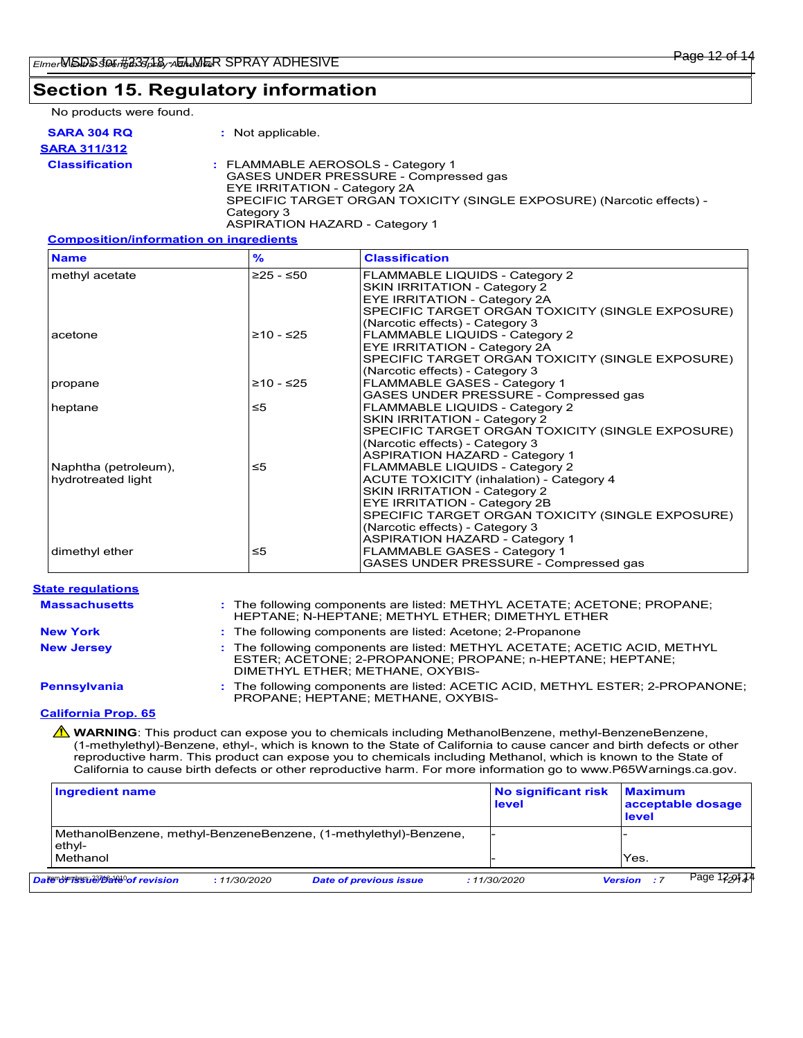## Section 15. Regulatory information

No products were found.

**SARA 304 RQ** : Not applicable.

**SARA 311/312**

**Classification** : FLAMMABLE AEROSOLS - Category 1
GASES UNDER PRESSURE - Compressed gas
EYE IRRITATION - Category 2A
SPECIFIC TARGET ORGAN TOXICITY (SINGLE EXPOSURE) (Narcotic effects) - Category 3
ASPIRATION HAZARD - Category 1

**Composition/information on ingredients**

| Name | % | Classification |
|---|---|---|
| methyl acetate | ≥25 - ≤50 | FLAMMABLE LIQUIDS - Category 2<br>SKIN IRRITATION - Category 2<br>EYE IRRITATION - Category 2A<br>SPECIFIC TARGET ORGAN TOXICITY (SINGLE EXPOSURE) (Narcotic effects) - Category 3 |
| acetone | ≥10 - ≤25 | FLAMMABLE LIQUIDS - Category 2<br>EYE IRRITATION - Category 2A<br>SPECIFIC TARGET ORGAN TOXICITY (SINGLE EXPOSURE) (Narcotic effects) - Category 3 |
| propane | ≥10 - ≤25 | FLAMMABLE GASES - Category 1<br>GASES UNDER PRESSURE - Compressed gas |
| heptane | ≤5 | FLAMMABLE LIQUIDS - Category 2<br>SKIN IRRITATION - Category 2<br>SPECIFIC TARGET ORGAN TOXICITY (SINGLE EXPOSURE) (Narcotic effects) - Category 3<br>ASPIRATION HAZARD - Category 1 |
| Naphtha (petroleum), hydrotreated light | ≤5 | FLAMMABLE LIQUIDS - Category 2<br>ACUTE TOXICITY (inhalation) - Category 4<br>SKIN IRRITATION - Category 2<br>EYE IRRITATION - Category 2B<br>SPECIFIC TARGET ORGAN TOXICITY (SINGLE EXPOSURE) (Narcotic effects) - Category 3<br>ASPIRATION HAZARD - Category 1 |
| dimethyl ether | ≤5 | FLAMMABLE GASES - Category 1<br>GASES UNDER PRESSURE - Compressed gas |

**State regulations**

**Massachusetts** : The following components are listed: METHYL ACETATE; ACETONE; PROPANE; HEPTANE; N-HEPTANE; METHYL ETHER; DIMETHYL ETHER

**New York** : The following components are listed: Acetone; 2-Propanone

**New Jersey** : The following components are listed: METHYL ACETATE; ACETIC ACID, METHYL ESTER; ACETONE; 2-PROPANONE; PROPANE; n-HEPTANE; HEPTANE; DIMETHYL ETHER; METHANE, OXYBIS-

**Pennsylvania** : The following components are listed: ACETIC ACID, METHYL ESTER; 2-PROPANONE; PROPANE; HEPTANE; METHANE, OXYBIS-

**California Prop. 65**

⚠ **WARNING**: This product can expose you to chemicals including MethanolBenzene, methyl-BenzeneBenzene, (1-methylethyl)-Benzene, ethyl-, which is known to the State of California to cause cancer and birth defects or other reproductive harm. This product can expose you to chemicals including Methanol, which is known to the State of California to cause birth defects or other reproductive harm. For more information go to www.P65Warnings.ca.gov.

| Ingredient name | No significant risk level | Maximum acceptable dosage level |
|---|---|---|
| MethanolBenzene, methyl-BenzeneBenzene, (1-methylethyl)-Benzene, ethyl- | - | - |
| Methanol | - | Yes. |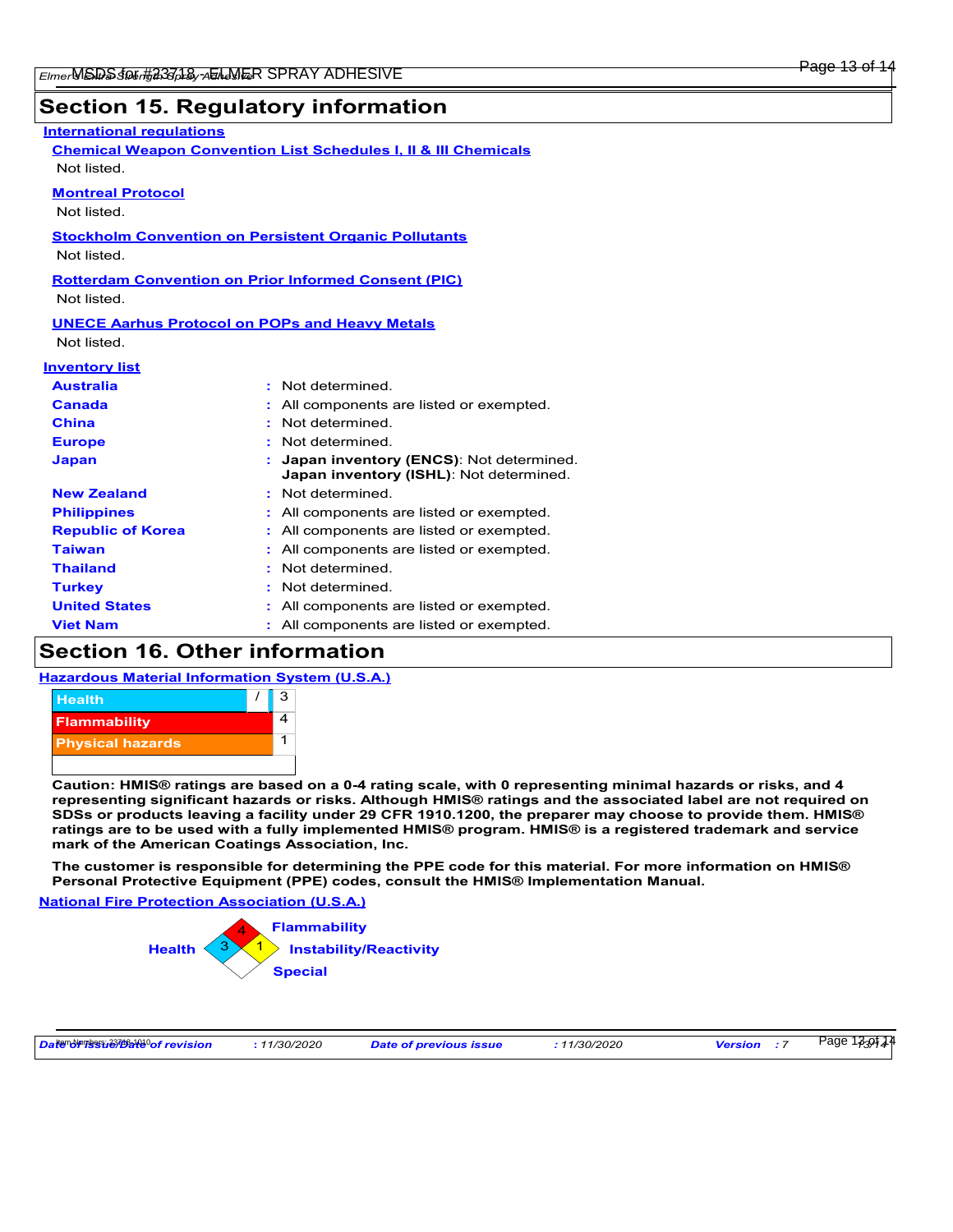## Section 15. Regulatory information

**International regulations**

**Chemical Weapon Convention List Schedules I, II & III Chemicals**

Not listed.

**Montreal Protocol**

Not listed.

**Stockholm Convention on Persistent Organic Pollutants**

Not listed.

**Rotterdam Convention on Prior Informed Consent (PIC)**

Not listed.

**UNECE Aarhus Protocol on POPs and Heavy Metals**

Not listed.

**Inventory list**

| | |
|---|---|
| **Australia** | : Not determined. |
| **Canada** | : All components are listed or exempted. |
| **China** | : Not determined. |
| **Europe** | : Not determined. |
| **Japan** | : **Japan inventory (ENCS)**: Not determined. **Japan inventory (ISHL)**: Not determined. |
| **New Zealand** | : Not determined. |
| **Philippines** | : All components are listed or exempted. |
| **Republic of Korea** | : All components are listed or exempted. |
| **Taiwan** | : All components are listed or exempted. |
| **Thailand** | : Not determined. |
| **Turkey** | : Not determined. |
| **United States** | : All components are listed or exempted. |
| **Viet Nam** | : All components are listed or exempted. |

## Section 16. Other information

**Hazardous Material Information System (U.S.A.)**

| | |
|---|---|
| Health | / 3 |
| Flammability | 4 |
| Physical hazards | 1 |

**Caution: HMIS® ratings are based on a 0-4 rating scale, with 0 representing minimal hazards or risks, and 4 representing significant hazards or risks. Although HMIS® ratings and the associated label are not required on SDSs or products leaving a facility under 29 CFR 1910.1200, the preparer may choose to provide them. HMIS® ratings are to be used with a fully implemented HMIS® program. HMIS® is a registered trademark and service mark of the American Coatings Association, Inc.**

**The customer is responsible for determining the PPE code for this material. For more information on HMIS® Personal Protective Equipment (PPE) codes, consult the HMIS® Implementation Manual.**

**National Fire Protection Association (U.S.A.)**

- Health: 3
- Flammability: 4
- Instability/Reactivity: 1
- Special:

| *Date of issue/Date of revision* | : 11/30/2020 | *Date of previous issue* | : 11/30/2020 | *Version* | : 7 |
|---|---|---|---|---|---|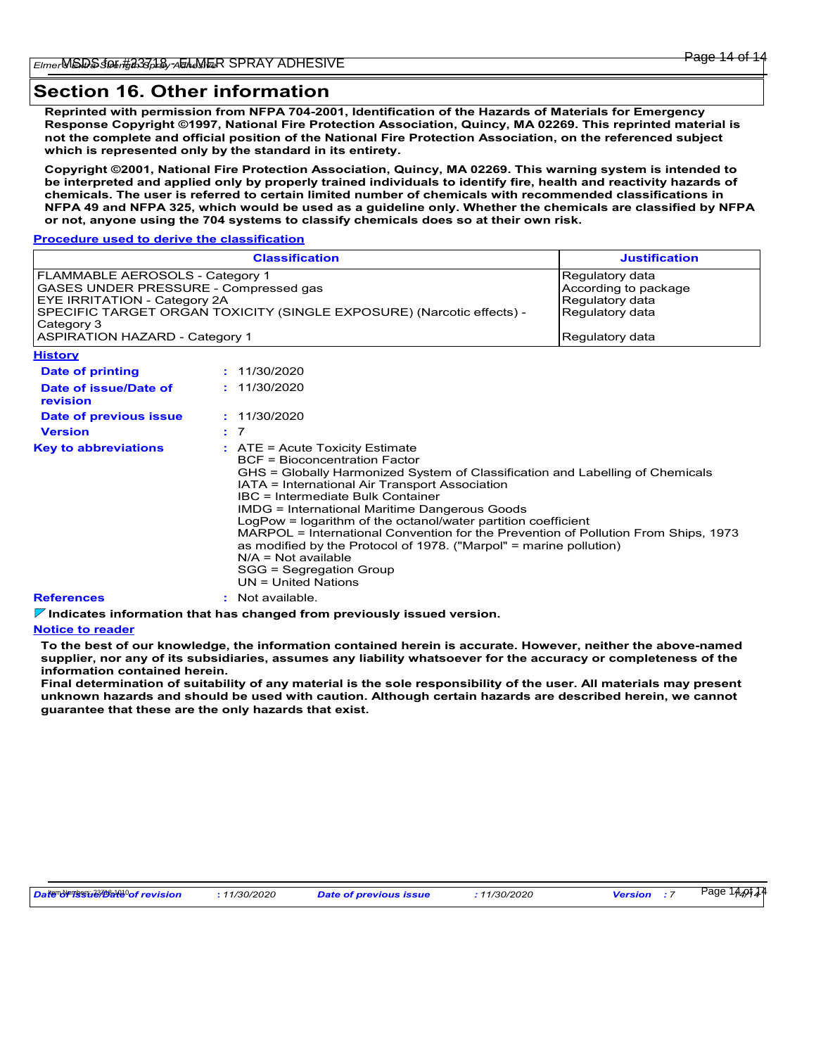## Section 16. Other information

**Reprinted with permission from NFPA 704-2001, Identification of the Hazards of Materials for Emergency Response Copyright ©1997, National Fire Protection Association, Quincy, MA 02269. This reprinted material is not the complete and official position of the National Fire Protection Association, on the referenced subject which is represented only by the standard in its entirety.**

**Copyright ©2001, National Fire Protection Association, Quincy, MA 02269. This warning system is intended to be interpreted and applied only by properly trained individuals to identify fire, health and reactivity hazards of chemicals. The user is referred to certain limited number of chemicals with recommended classifications in NFPA 49 and NFPA 325, which would be used as a guideline only. Whether the chemicals are classified by NFPA or not, anyone using the 704 systems to classify chemicals does so at their own risk.**

**Procedure used to derive the classification**

| Classification | Justification |
| --- | --- |
| FLAMMABLE AEROSOLS - Category 1 | Regulatory data |
| GASES UNDER PRESSURE - Compressed gas | According to package |
| EYE IRRITATION - Category 2A | Regulatory data |
| SPECIFIC TARGET ORGAN TOXICITY (SINGLE EXPOSURE) (Narcotic effects) - Category 3 | Regulatory data |
| ASPIRATION HAZARD - Category 1 | Regulatory data |

**History**

**Date of printing** : 11/30/2020

**Date of issue/Date of revision** : 11/30/2020

**Date of previous issue** : 11/30/2020

**Version** : 7

**Key to abbreviations** :
ATE = Acute Toxicity Estimate
BCF = Bioconcentration Factor
GHS = Globally Harmonized System of Classification and Labelling of Chemicals
IATA = International Air Transport Association
IBC = Intermediate Bulk Container
IMDG = International Maritime Dangerous Goods
LogPow = logarithm of the octanol/water partition coefficient
MARPOL = International Convention for the Prevention of Pollution From Ships, 1973 as modified by the Protocol of 1978. ("Marpol" = marine pollution)
N/A = Not available
SGG = Segregation Group
UN = United Nations

**References** : Not available.

**Indicates information that has changed from previously issued version.**

**Notice to reader**

**To the best of our knowledge, the information contained herein is accurate. However, neither the above-named supplier, nor any of its subsidiaries, assumes any liability whatsoever for the accuracy or completeness of the information contained herein.**
**Final determination of suitability of any material is the sole responsibility of the user. All materials may present unknown hazards and should be used with caution. Although certain hazards are described herein, we cannot guarantee that these are the only hazards that exist.**